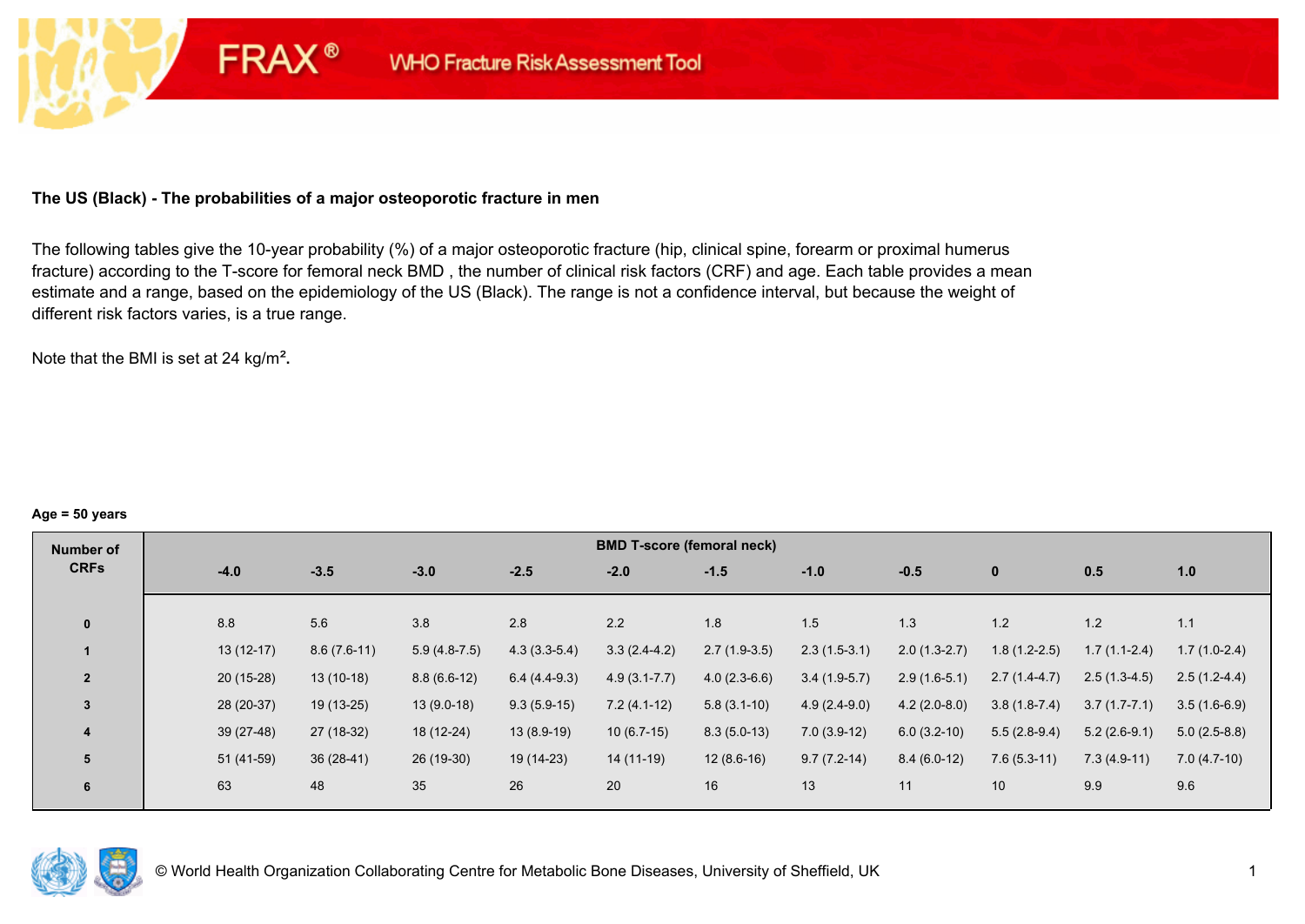FRAX® WHO Fracture Risk Assessment Tool

**The US (Black) - The probabilities of a major osteoporotic fracture in men**

The following tables give the 10-year probability (%) of a major osteoporotic fracture (hip, clinical spine, forearm or proximal humerus fracture) according to the T-score for femoral neck BMD , the number of clinical risk factors (CRF) and age. Each table provides a mean estimate and a range, based on the epidemiology of the US (Black). The range is not a confidence interval, but because the weight of different risk factors varies, is a true range.

Note that the BMI is set at 24 kg/m$^2$**.**

**Age = 50 years**

| Number of CRFs | BMD T-score (femoral neck) | | | | | | | | | | |
|---|---|---|---|---|---|---|---|---|---|---|---|
| | -4.0 | -3.5 | -3.0 | -2.5 | -2.0 | -1.5 | -1.0 | -0.5 | 0 | 0.5 | 1.0 |
| **0** | 8.8 | 5.6 | 3.8 | 2.8 | 2.2 | 1.8 | 1.5 | 1.3 | 1.2 | 1.2 | 1.1 |
| **1** | 13 (12-17) | 8.6 (7.6-11) | 5.9 (4.8-7.5) | 4.3 (3.3-5.4) | 3.3 (2.4-4.2) | 2.7 (1.9-3.5) | 2.3 (1.5-3.1) | 2.0 (1.3-2.7) | 1.8 (1.2-2.5) | 1.7 (1.1-2.4) | 1.7 (1.0-2.4) |
| **2** | 20 (15-28) | 13 (10-18) | 8.8 (6.6-12) | 6.4 (4.4-9.3) | 4.9 (3.1-7.7) | 4.0 (2.3-6.6) | 3.4 (1.9-5.7) | 2.9 (1.6-5.1) | 2.7 (1.4-4.7) | 2.5 (1.3-4.5) | 2.5 (1.2-4.4) |
| **3** | 28 (20-37) | 19 (13-25) | 13 (9.0-18) | 9.3 (5.9-15) | 7.2 (4.1-12) | 5.8 (3.1-10) | 4.9 (2.4-9.0) | 4.2 (2.0-8.0) | 3.8 (1.8-7.4) | 3.7 (1.7-7.1) | 3.5 (1.6-6.9) |
| **4** | 39 (27-48) | 27 (18-32) | 18 (12-24) | 13 (8.9-19) | 10 (6.7-15) | 8.3 (5.0-13) | 7.0 (3.9-12) | 6.0 (3.2-10) | 5.5 (2.8-9.4) | 5.2 (2.6-9.1) | 5.0 (2.5-8.8) |
| **5** | 51 (41-59) | 36 (28-41) | 26 (19-30) | 19 (14-23) | 14 (11-19) | 12 (8.6-16) | 9.7 (7.2-14) | 8.4 (6.0-12) | 7.6 (5.3-11) | 7.3 (4.9-11) | 7.0 (4.7-10) |
| **6** | 63 | 48 | 35 | 26 | 20 | 16 | 13 | 11 | 10 | 9.9 | 9.6 |

© World Health Organization Collaborating Centre for Metabolic Bone Diseases, University of Sheffield, UK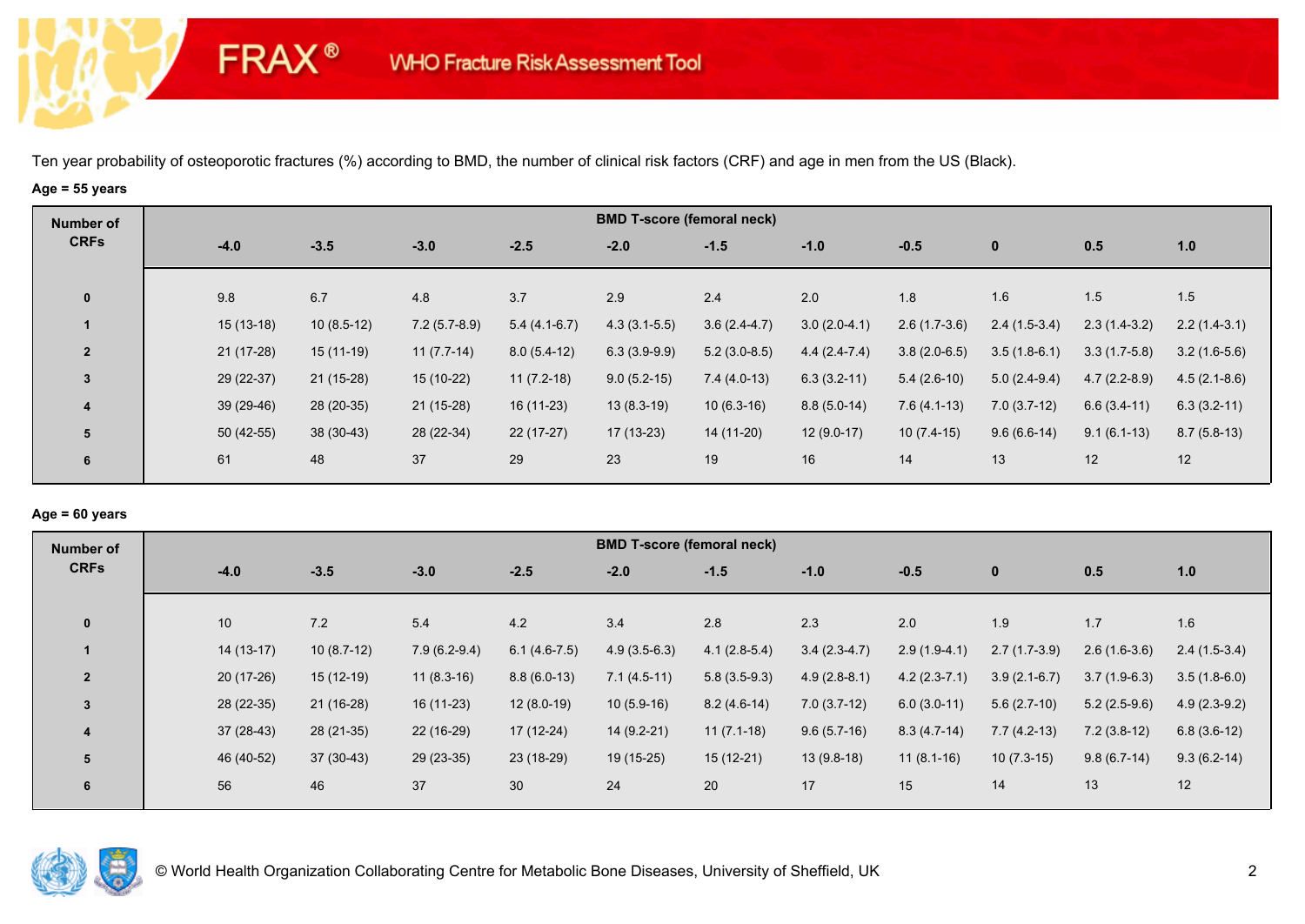Ten year probability of osteoporotic fractures (%) according to BMD, the number of clinical risk factors (CRF) and age in men from the US (Black).

**Age = 55 years**

| Number of CRFs | BMD T-score (femoral neck) | | | | | | | | | | |
|---|---|---|---|---|---|---|---|---|---|---|---|
| | -4.0 | -3.5 | -3.0 | -2.5 | -2.0 | -1.5 | -1.0 | -0.5 | 0 | 0.5 | 1.0 |
| 0 | 9.8 | 6.7 | 4.8 | 3.7 | 2.9 | 2.4 | 2.0 | 1.8 | 1.6 | 1.5 | 1.5 |
| 1 | 15 (13-18) | 10 (8.5-12) | 7.2 (5.7-8.9) | 5.4 (4.1-6.7) | 4.3 (3.1-5.5) | 3.6 (2.4-4.7) | 3.0 (2.0-4.1) | 2.6 (1.7-3.6) | 2.4 (1.5-3.4) | 2.3 (1.4-3.2) | 2.2 (1.4-3.1) |
| 2 | 21 (17-28) | 15 (11-19) | 11 (7.7-14) | 8.0 (5.4-12) | 6.3 (3.9-9.9) | 5.2 (3.0-8.5) | 4.4 (2.4-7.4) | 3.8 (2.0-6.5) | 3.5 (1.8-6.1) | 3.3 (1.7-5.8) | 3.2 (1.6-5.6) |
| 3 | 29 (22-37) | 21 (15-28) | 15 (10-22) | 11 (7.2-18) | 9.0 (5.2-15) | 7.4 (4.0-13) | 6.3 (3.2-11) | 5.4 (2.6-10) | 5.0 (2.4-9.4) | 4.7 (2.2-8.9) | 4.5 (2.1-8.6) |
| 4 | 39 (29-46) | 28 (20-35) | 21 (15-28) | 16 (11-23) | 13 (8.3-19) | 10 (6.3-16) | 8.8 (5.0-14) | 7.6 (4.1-13) | 7.0 (3.7-12) | 6.6 (3.4-11) | 6.3 (3.2-11) |
| 5 | 50 (42-55) | 38 (30-43) | 28 (22-34) | 22 (17-27) | 17 (13-23) | 14 (11-20) | 12 (9.0-17) | 10 (7.4-15) | 9.6 (6.6-14) | 9.1 (6.1-13) | 8.7 (5.8-13) |
| 6 | 61 | 48 | 37 | 29 | 23 | 19 | 16 | 14 | 13 | 12 | 12 |

**Age = 60 years**

| Number of CRFs | BMD T-score (femoral neck) | | | | | | | | | | |
|---|---|---|---|---|---|---|---|---|---|---|---|
| | -4.0 | -3.5 | -3.0 | -2.5 | -2.0 | -1.5 | -1.0 | -0.5 | 0 | 0.5 | 1.0 |
| 0 | 10 | 7.2 | 5.4 | 4.2 | 3.4 | 2.8 | 2.3 | 2.0 | 1.9 | 1.7 | 1.6 |
| 1 | 14 (13-17) | 10 (8.7-12) | 7.9 (6.2-9.4) | 6.1 (4.6-7.5) | 4.9 (3.5-6.3) | 4.1 (2.8-5.4) | 3.4 (2.3-4.7) | 2.9 (1.9-4.1) | 2.7 (1.7-3.9) | 2.6 (1.6-3.6) | 2.4 (1.5-3.4) |
| 2 | 20 (17-26) | 15 (12-19) | 11 (8.3-16) | 8.8 (6.0-13) | 7.1 (4.5-11) | 5.8 (3.5-9.3) | 4.9 (2.8-8.1) | 4.2 (2.3-7.1) | 3.9 (2.1-6.7) | 3.7 (1.9-6.3) | 3.5 (1.8-6.0) |
| 3 | 28 (22-35) | 21 (16-28) | 16 (11-23) | 12 (8.0-19) | 10 (5.9-16) | 8.2 (4.6-14) | 7.0 (3.7-12) | 6.0 (3.0-11) | 5.6 (2.7-10) | 5.2 (2.5-9.6) | 4.9 (2.3-9.2) |
| 4 | 37 (28-43) | 28 (21-35) | 22 (16-29) | 17 (12-24) | 14 (9.2-21) | 11 (7.1-18) | 9.6 (5.7-16) | 8.3 (4.7-14) | 7.7 (4.2-13) | 7.2 (3.8-12) | 6.8 (3.6-12) |
| 5 | 46 (40-52) | 37 (30-43) | 29 (23-35) | 23 (18-29) | 19 (15-25) | 15 (12-21) | 13 (9.8-18) | 11 (8.1-16) | 10 (7.3-15) | 9.8 (6.7-14) | 9.3 (6.2-14) |
| 6 | 56 | 46 | 37 | 30 | 24 | 20 | 17 | 15 | 14 | 13 | 12 |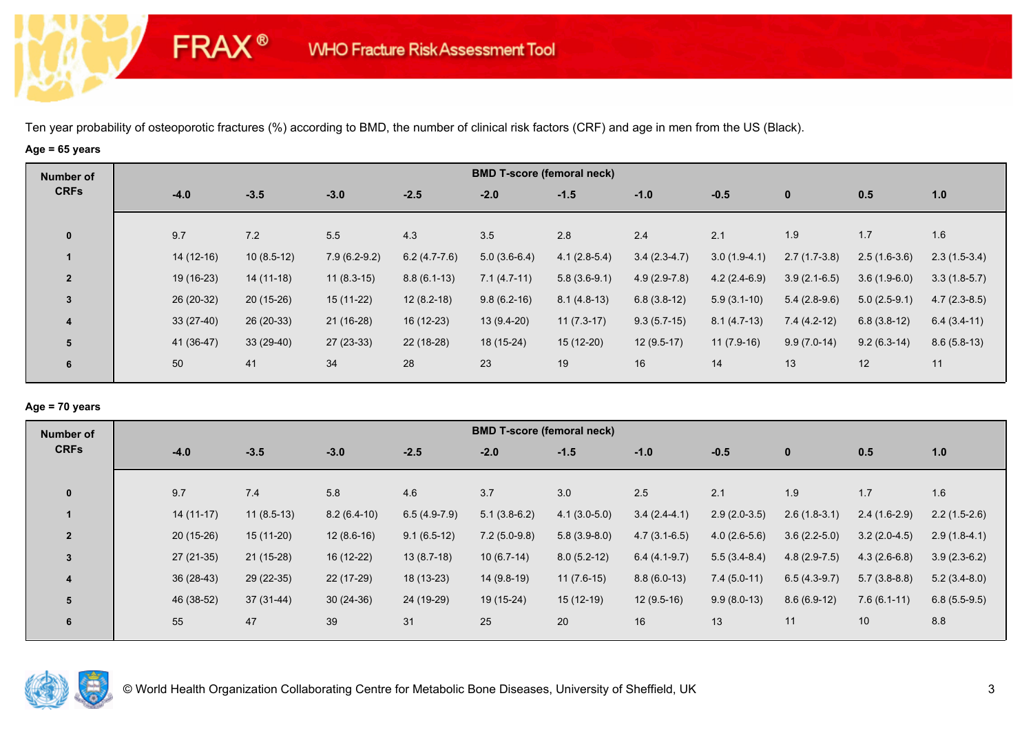# FRAX® WHO Fracture Risk Assessment Tool

Ten year probability of osteoporotic fractures (%) according to BMD, the number of clinical risk factors (CRF) and age in men from the US (Black).

**Age = 65 years**

| Number of CRFs | BMD T-score (femoral neck) | | | | | | | | | | |
|---|---|---|---|---|---|---|---|---|---|---|---|
| | -4.0 | -3.5 | -3.0 | -2.5 | -2.0 | -1.5 | -1.0 | -0.5 | 0 | 0.5 | 1.0 |
| 0 | 9.7 | 7.2 | 5.5 | 4.3 | 3.5 | 2.8 | 2.4 | 2.1 | 1.9 | 1.7 | 1.6 |
| 1 | 14 (12-16) | 10 (8.5-12) | 7.9 (6.2-9.2) | 6.2 (4.7-7.6) | 5.0 (3.6-6.4) | 4.1 (2.8-5.4) | 3.4 (2.3-4.7) | 3.0 (1.9-4.1) | 2.7 (1.7-3.8) | 2.5 (1.6-3.6) | 2.3 (1.5-3.4) |
| 2 | 19 (16-23) | 14 (11-18) | 11 (8.3-15) | 8.8 (6.1-13) | 7.1 (4.7-11) | 5.8 (3.6-9.1) | 4.9 (2.9-7.8) | 4.2 (2.4-6.9) | 3.9 (2.1-6.5) | 3.6 (1.9-6.0) | 3.3 (1.8-5.7) |
| 3 | 26 (20-32) | 20 (15-26) | 15 (11-22) | 12 (8.2-18) | 9.8 (6.2-16) | 8.1 (4.8-13) | 6.8 (3.8-12) | 5.9 (3.1-10) | 5.4 (2.8-9.6) | 5.0 (2.5-9.1) | 4.7 (2.3-8.5) |
| 4 | 33 (27-40) | 26 (20-33) | 21 (16-28) | 16 (12-23) | 13 (9.4-20) | 11 (7.3-17) | 9.3 (5.7-15) | 8.1 (4.7-13) | 7.4 (4.2-12) | 6.8 (3.8-12) | 6.4 (3.4-11) |
| 5 | 41 (36-47) | 33 (29-40) | 27 (23-33) | 22 (18-28) | 18 (15-24) | 15 (12-20) | 12 (9.5-17) | 11 (7.9-16) | 9.9 (7.0-14) | 9.2 (6.3-14) | 8.6 (5.8-13) |
| 6 | 50 | 41 | 34 | 28 | 23 | 19 | 16 | 14 | 13 | 12 | 11 |

**Age = 70 years**

| Number of CRFs | BMD T-score (femoral neck) | | | | | | | | | | |
|---|---|---|---|---|---|---|---|---|---|---|---|
| | -4.0 | -3.5 | -3.0 | -2.5 | -2.0 | -1.5 | -1.0 | -0.5 | 0 | 0.5 | 1.0 |
| 0 | 9.7 | 7.4 | 5.8 | 4.6 | 3.7 | 3.0 | 2.5 | 2.1 | 1.9 | 1.7 | 1.6 |
| 1 | 14 (11-17) | 11 (8.5-13) | 8.2 (6.4-10) | 6.5 (4.9-7.9) | 5.1 (3.8-6.2) | 4.1 (3.0-5.0) | 3.4 (2.4-4.1) | 2.9 (2.0-3.5) | 2.6 (1.8-3.1) | 2.4 (1.6-2.9) | 2.2 (1.5-2.6) |
| 2 | 20 (15-26) | 15 (11-20) | 12 (8.6-16) | 9.1 (6.5-12) | 7.2 (5.0-9.8) | 5.8 (3.9-8.0) | 4.7 (3.1-6.5) | 4.0 (2.6-5.6) | 3.6 (2.2-5.0) | 3.2 (2.0-4.5) | 2.9 (1.8-4.1) |
| 3 | 27 (21-35) | 21 (15-28) | 16 (12-22) | 13 (8.7-18) | 10 (6.7-14) | 8.0 (5.2-12) | 6.4 (4.1-9.7) | 5.5 (3.4-8.4) | 4.8 (2.9-7.5) | 4.3 (2.6-6.8) | 3.9 (2.3-6.2) |
| 4 | 36 (28-43) | 29 (22-35) | 22 (17-29) | 18 (13-23) | 14 (9.8-19) | 11 (7.6-15) | 8.8 (6.0-13) | 7.4 (5.0-11) | 6.5 (4.3-9.7) | 5.7 (3.8-8.8) | 5.2 (3.4-8.0) |
| 5 | 46 (38-52) | 37 (31-44) | 30 (24-36) | 24 (19-29) | 19 (15-24) | 15 (12-19) | 12 (9.5-16) | 9.9 (8.0-13) | 8.6 (6.9-12) | 7.6 (6.1-11) | 6.8 (5.5-9.5) |
| 6 | 55 | 47 | 39 | 31 | 25 | 20 | 16 | 13 | 11 | 10 | 8.8 |

© World Health Organization Collaborating Centre for Metabolic Bone Diseases, University of Sheffield, UK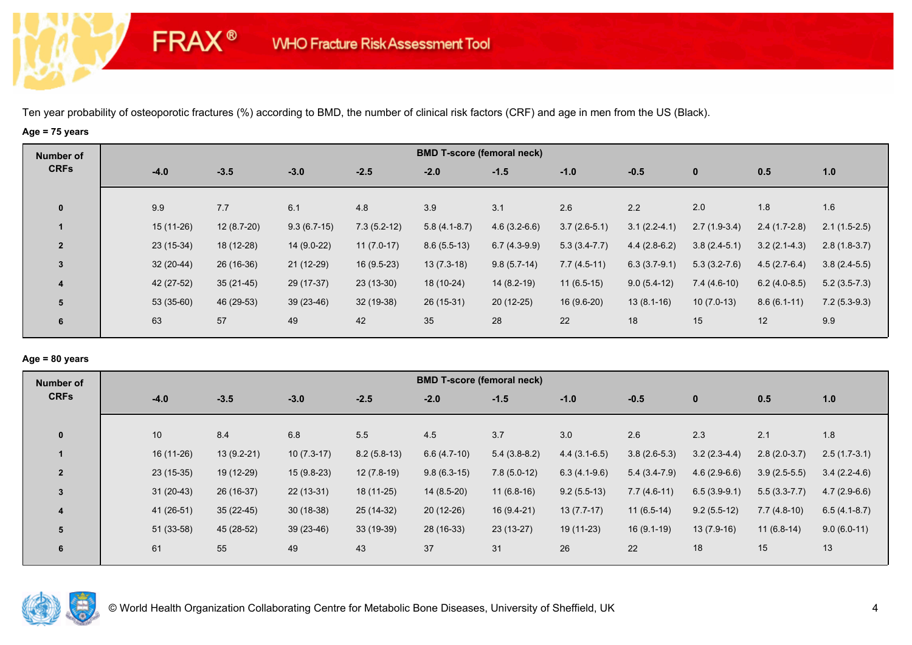Ten year probability of osteoporotic fractures (%) according to BMD, the number of clinical risk factors (CRF) and age in men from the US (Black).

**Age = 75 years**

| Number of CRFs | BMD T-score (femoral neck) | | | | | | | | | | |
|---|---|---|---|---|---|---|---|---|---|---|---|
| | -4.0 | -3.5 | -3.0 | -2.5 | -2.0 | -1.5 | -1.0 | -0.5 | 0 | 0.5 | 1.0 |
| 0 | 9.9 | 7.7 | 6.1 | 4.8 | 3.9 | 3.1 | 2.6 | 2.2 | 2.0 | 1.8 | 1.6 |
| 1 | 15 (11-26) | 12 (8.7-20) | 9.3 (6.7-15) | 7.3 (5.2-12) | 5.8 (4.1-8.7) | 4.6 (3.2-6.6) | 3.7 (2.6-5.1) | 3.1 (2.2-4.1) | 2.7 (1.9-3.4) | 2.4 (1.7-2.8) | 2.1 (1.5-2.5) |
| 2 | 23 (15-34) | 18 (12-28) | 14 (9.0-22) | 11 (7.0-17) | 8.6 (5.5-13) | 6.7 (4.3-9.9) | 5.3 (3.4-7.7) | 4.4 (2.8-6.2) | 3.8 (2.4-5.1) | 3.2 (2.1-4.3) | 2.8 (1.8-3.7) |
| 3 | 32 (20-44) | 26 (16-36) | 21 (12-29) | 16 (9.5-23) | 13 (7.3-18) | 9.8 (5.7-14) | 7.7 (4.5-11) | 6.3 (3.7-9.1) | 5.3 (3.2-7.6) | 4.5 (2.7-6.4) | 3.8 (2.4-5.5) |
| 4 | 42 (27-52) | 35 (21-45) | 29 (17-37) | 23 (13-30) | 18 (10-24) | 14 (8.2-19) | 11 (6.5-15) | 9.0 (5.4-12) | 7.4 (4.6-10) | 6.2 (4.0-8.5) | 5.2 (3.5-7.3) |
| 5 | 53 (35-60) | 46 (29-53) | 39 (23-46) | 32 (19-38) | 26 (15-31) | 20 (12-25) | 16 (9.6-20) | 13 (8.1-16) | 10 (7.0-13) | 8.6 (6.1-11) | 7.2 (5.3-9.3) |
| 6 | 63 | 57 | 49 | 42 | 35 | 28 | 22 | 18 | 15 | 12 | 9.9 |

**Age = 80 years**

| Number of CRFs | BMD T-score (femoral neck) | | | | | | | | | | |
|---|---|---|---|---|---|---|---|---|---|---|---|
| | -4.0 | -3.5 | -3.0 | -2.5 | -2.0 | -1.5 | -1.0 | -0.5 | 0 | 0.5 | 1.0 |
| 0 | 10 | 8.4 | 6.8 | 5.5 | 4.5 | 3.7 | 3.0 | 2.6 | 2.3 | 2.1 | 1.8 |
| 1 | 16 (11-26) | 13 (9.2-21) | 10 (7.3-17) | 8.2 (5.8-13) | 6.6 (4.7-10) | 5.4 (3.8-8.2) | 4.4 (3.1-6.5) | 3.8 (2.6-5.3) | 3.2 (2.3-4.4) | 2.8 (2.0-3.7) | 2.5 (1.7-3.1) |
| 2 | 23 (15-35) | 19 (12-29) | 15 (9.8-23) | 12 (7.8-19) | 9.8 (6.3-15) | 7.8 (5.0-12) | 6.3 (4.1-9.6) | 5.4 (3.4-7.9) | 4.6 (2.9-6.6) | 3.9 (2.5-5.5) | 3.4 (2.2-4.6) |
| 3 | 31 (20-43) | 26 (16-37) | 22 (13-31) | 18 (11-25) | 14 (8.5-20) | 11 (6.8-16) | 9.2 (5.5-13) | 7.7 (4.6-11) | 6.5 (3.9-9.1) | 5.5 (3.3-7.7) | 4.7 (2.9-6.6) |
| 4 | 41 (26-51) | 35 (22-45) | 30 (18-38) | 25 (14-32) | 20 (12-26) | 16 (9.4-21) | 13 (7.7-17) | 11 (6.5-14) | 9.2 (5.5-12) | 7.7 (4.8-10) | 6.5 (4.1-8.7) |
| 5 | 51 (33-58) | 45 (28-52) | 39 (23-46) | 33 (19-39) | 28 (16-33) | 23 (13-27) | 19 (11-23) | 16 (9.1-19) | 13 (7.9-16) | 11 (6.8-14) | 9.0 (6.0-11) |
| 6 | 61 | 55 | 49 | 43 | 37 | 31 | 26 | 22 | 18 | 15 | 13 |

© World Health Organization Collaborating Centre for Metabolic Bone Diseases, University of Sheffield, UK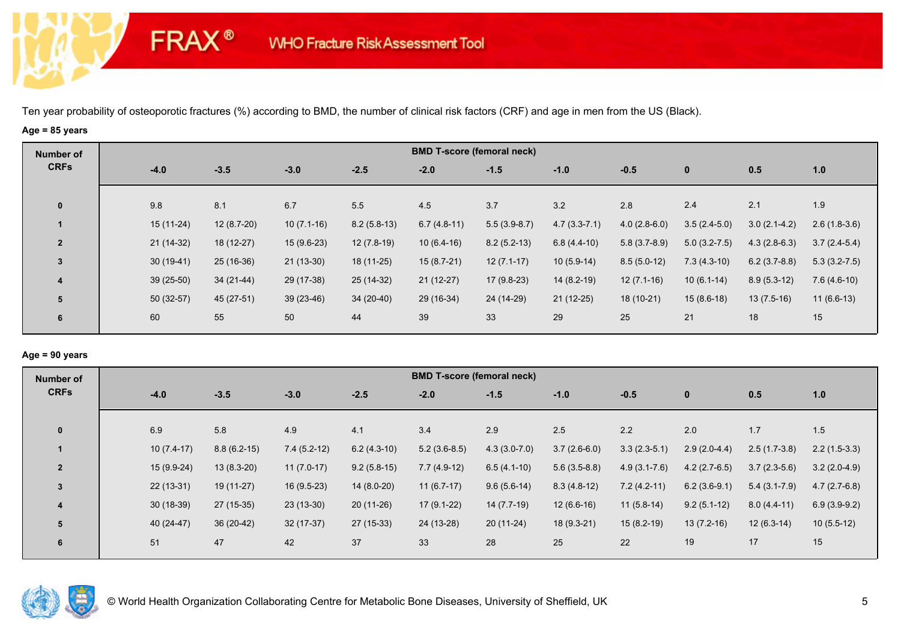# FRAX® WHO Fracture Risk Assessment Tool

Ten year probability of osteoporotic fractures (%) according to BMD, the number of clinical risk factors (CRF) and age in men from the US (Black).

**Age = 85 years**

| Number of CRFs | BMD T-score (femoral neck) | | | | | | | | | | |
|---|---|---|---|---|---|---|---|---|---|---|---|
| | -4.0 | -3.5 | -3.0 | -2.5 | -2.0 | -1.5 | -1.0 | -0.5 | 0 | 0.5 | 1.0 |
| 0 | 9.8 | 8.1 | 6.7 | 5.5 | 4.5 | 3.7 | 3.2 | 2.8 | 2.4 | 2.1 | 1.9 |
| 1 | 15 (11-24) | 12 (8.7-20) | 10 (7.1-16) | 8.2 (5.8-13) | 6.7 (4.8-11) | 5.5 (3.9-8.7) | 4.7 (3.3-7.1) | 4.0 (2.8-6.0) | 3.5 (2.4-5.0) | 3.0 (2.1-4.2) | 2.6 (1.8-3.6) |
| 2 | 21 (14-32) | 18 (12-27) | 15 (9.6-23) | 12 (7.8-19) | 10 (6.4-16) | 8.2 (5.2-13) | 6.8 (4.4-10) | 5.8 (3.7-8.9) | 5.0 (3.2-7.5) | 4.3 (2.8-6.3) | 3.7 (2.4-5.4) |
| 3 | 30 (19-41) | 25 (16-36) | 21 (13-30) | 18 (11-25) | 15 (8.7-21) | 12 (7.1-17) | 10 (5.9-14) | 8.5 (5.0-12) | 7.3 (4.3-10) | 6.2 (3.7-8.8) | 5.3 (3.2-7.5) |
| 4 | 39 (25-50) | 34 (21-44) | 29 (17-38) | 25 (14-32) | 21 (12-27) | 17 (9.8-23) | 14 (8.2-19) | 12 (7.1-16) | 10 (6.1-14) | 8.9 (5.3-12) | 7.6 (4.6-10) |
| 5 | 50 (32-57) | 45 (27-51) | 39 (23-46) | 34 (20-40) | 29 (16-34) | 24 (14-29) | 21 (12-25) | 18 (10-21) | 15 (8.6-18) | 13 (7.5-16) | 11 (6.6-13) |
| 6 | 60 | 55 | 50 | 44 | 39 | 33 | 29 | 25 | 21 | 18 | 15 |

**Age = 90 years**

| Number of CRFs | BMD T-score (femoral neck) | | | | | | | | | | |
|---|---|---|---|---|---|---|---|---|---|---|---|
| | -4.0 | -3.5 | -3.0 | -2.5 | -2.0 | -1.5 | -1.0 | -0.5 | 0 | 0.5 | 1.0 |
| 0 | 6.9 | 5.8 | 4.9 | 4.1 | 3.4 | 2.9 | 2.5 | 2.2 | 2.0 | 1.7 | 1.5 |
| 1 | 10 (7.4-17) | 8.8 (6.2-15) | 7.4 (5.2-12) | 6.2 (4.3-10) | 5.2 (3.6-8.5) | 4.3 (3.0-7.0) | 3.7 (2.6-6.0) | 3.3 (2.3-5.1) | 2.9 (2.0-4.4) | 2.5 (1.7-3.8) | 2.2 (1.5-3.3) |
| 2 | 15 (9.9-24) | 13 (8.3-20) | 11 (7.0-17) | 9.2 (5.8-15) | 7.7 (4.9-12) | 6.5 (4.1-10) | 5.6 (3.5-8.8) | 4.9 (3.1-7.6) | 4.2 (2.7-6.5) | 3.7 (2.3-5.6) | 3.2 (2.0-4.9) |
| 3 | 22 (13-31) | 19 (11-27) | 16 (9.5-23) | 14 (8.0-20) | 11 (6.7-17) | 9.6 (5.6-14) | 8.3 (4.8-12) | 7.2 (4.2-11) | 6.2 (3.6-9.1) | 5.4 (3.1-7.9) | 4.7 (2.7-6.8) |
| 4 | 30 (18-39) | 27 (15-35) | 23 (13-30) | 20 (11-26) | 17 (9.1-22) | 14 (7.7-19) | 12 (6.6-16) | 11 (5.8-14) | 9.2 (5.1-12) | 8.0 (4.4-11) | 6.9 (3.9-9.2) |
| 5 | 40 (24-47) | 36 (20-42) | 32 (17-37) | 27 (15-33) | 24 (13-28) | 20 (11-24) | 18 (9.3-21) | 15 (8.2-19) | 13 (7.2-16) | 12 (6.3-14) | 10 (5.5-12) |
| 6 | 51 | 47 | 42 | 37 | 33 | 28 | 25 | 22 | 19 | 17 | 15 |

© World Health Organization Collaborating Centre for Metabolic Bone Diseases, University of Sheffield, UK